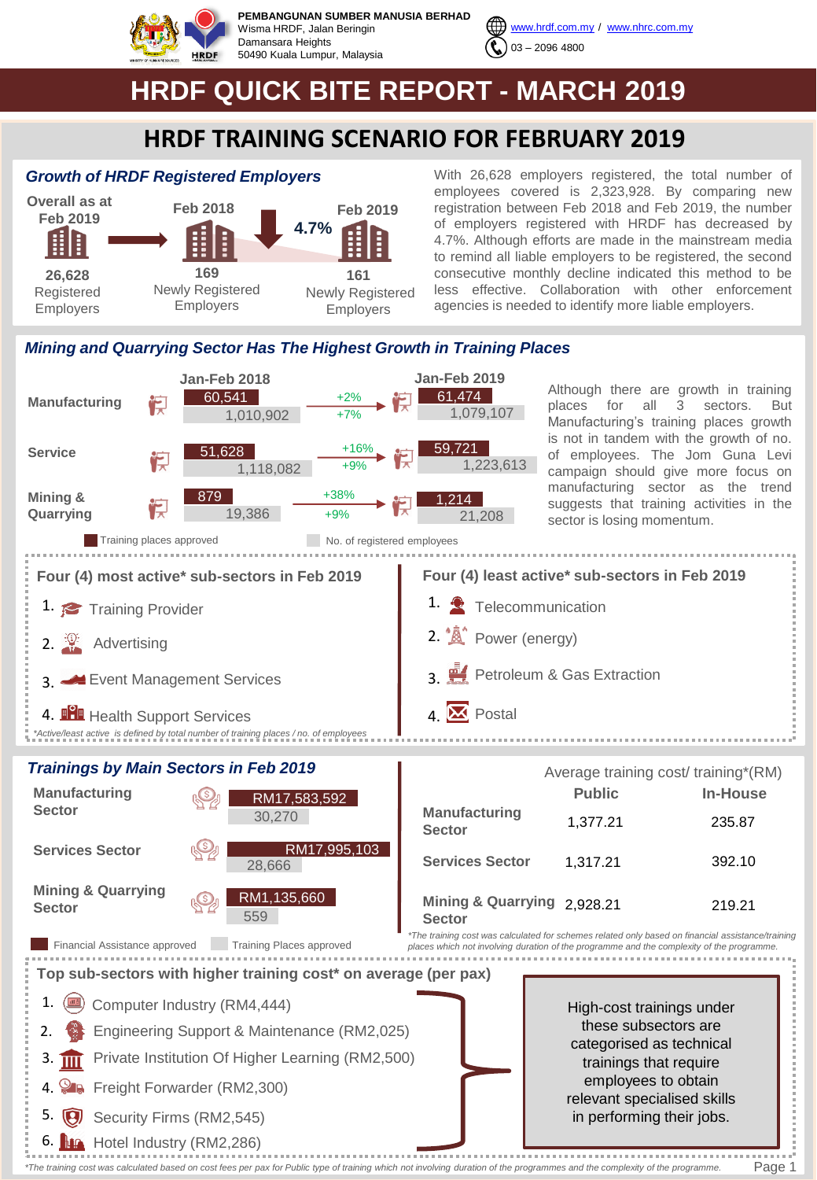**PEMBANGUNAN SUMBER MANUSIA BERHAD**
Wisma HRDF, Jalan Beringin
Damansara Heights
50490 Kuala Lumpur, Malaysia

www.hrdf.com.my / www.nhrc.com.my
03 – 2096 4800

# HRDF QUICK BITE REPORT - MARCH 2019

## HRDF TRAINING SCENARIO FOR FEBRUARY 2019

### Growth of HRDF Registered Employers

| Overall as at Feb 2019 | Feb 2018 | Feb 2019 |
|---|---|---|
| 26,628 Registered Employers | 169 Newly Registered Employers | 161 Newly Registered Employers |

Decrease: 4.7%

With 26,628 employers registered, the total number of employees covered is 2,323,928. By comparing new registration between Feb 2018 and Feb 2019, the number of employers registered with HRDF has decreased by 4.7%. Although efforts are made in the mainstream media to remind all liable employers to be registered, the second consecutive monthly decline indicated this method to be less effective. Collaboration with other enforcement agencies is needed to identify more liable employers.

### Mining and Quarrying Sector Has The Highest Growth in Training Places

| Sector | Jan-Feb 2018 Training places approved | Jan-Feb 2018 No. of registered employees | Growth (Training places / Employees) | Jan-Feb 2019 Training places approved | Jan-Feb 2019 No. of registered employees |
|---|---|---|---|---|---|
| Manufacturing | 60,541 | 1,010,902 | +2% / +7% | 61,474 | 1,079,107 |
| Service | 51,628 | 1,118,082 | +16% / +9% | 59,721 | 1,223,613 |
| Mining & Quarrying | 879 | 19,386 | +38% / +9% | 1,214 | 21,208 |

Although there are growth in training places for all 3 sectors. But Manufacturing's training places growth is not in tandem with the growth of no. of employees. The Jom Guna Levi campaign should give more focus on manufacturing sector as the trend suggests that training activities in the sector is losing momentum.

**Four (4) most active* sub-sectors in Feb 2019**

1. Training Provider
2. Advertising
3. Event Management Services
4. Health Support Services

**Four (4) least active* sub-sectors in Feb 2019**

1. Telecommunication
2. Power (energy)
3. Petroleum & Gas Extraction
4. Postal

*Active/least active is defined by total number of training places / no. of employees

### Trainings by Main Sectors in Feb 2019

| Sector | Financial Assistance approved | Training Places approved |
|---|---|---|
| Manufacturing Sector | RM17,583,592 | 30,270 |
| Services Sector | RM17,995,103 | 28,666 |
| Mining & Quarrying Sector | RM1,135,660 | 559 |

Average training cost/ training*(RM)

| Sector | Public | In-House |
|---|---|---|
| Manufacturing Sector | 1,377.21 | 235.87 |
| Services Sector | 1,317.21 | 392.10 |
| Mining & Quarrying Sector | 2,928.21 | 219.21 |

*The training cost was calculated for schemes related only based on financial assistance/training places which not involving duration of the programme and the complexity of the programme.

**Top sub-sectors with higher training cost* on average (per pax)**

1. Computer Industry (RM4,444)
2. Engineering Support & Maintenance (RM2,025)
3. Private Institution Of Higher Learning (RM2,500)
4. Freight Forwarder (RM2,300)
5. Security Firms (RM2,545)
6. Hotel Industry (RM2,286)

High-cost trainings under these subsectors are categorised as technical trainings that require employees to obtain relevant specialised skills in performing their jobs.

*The training cost was calculated based on cost fees per pax for Public type of training which not involving duration of the programmes and the complexity of the programme.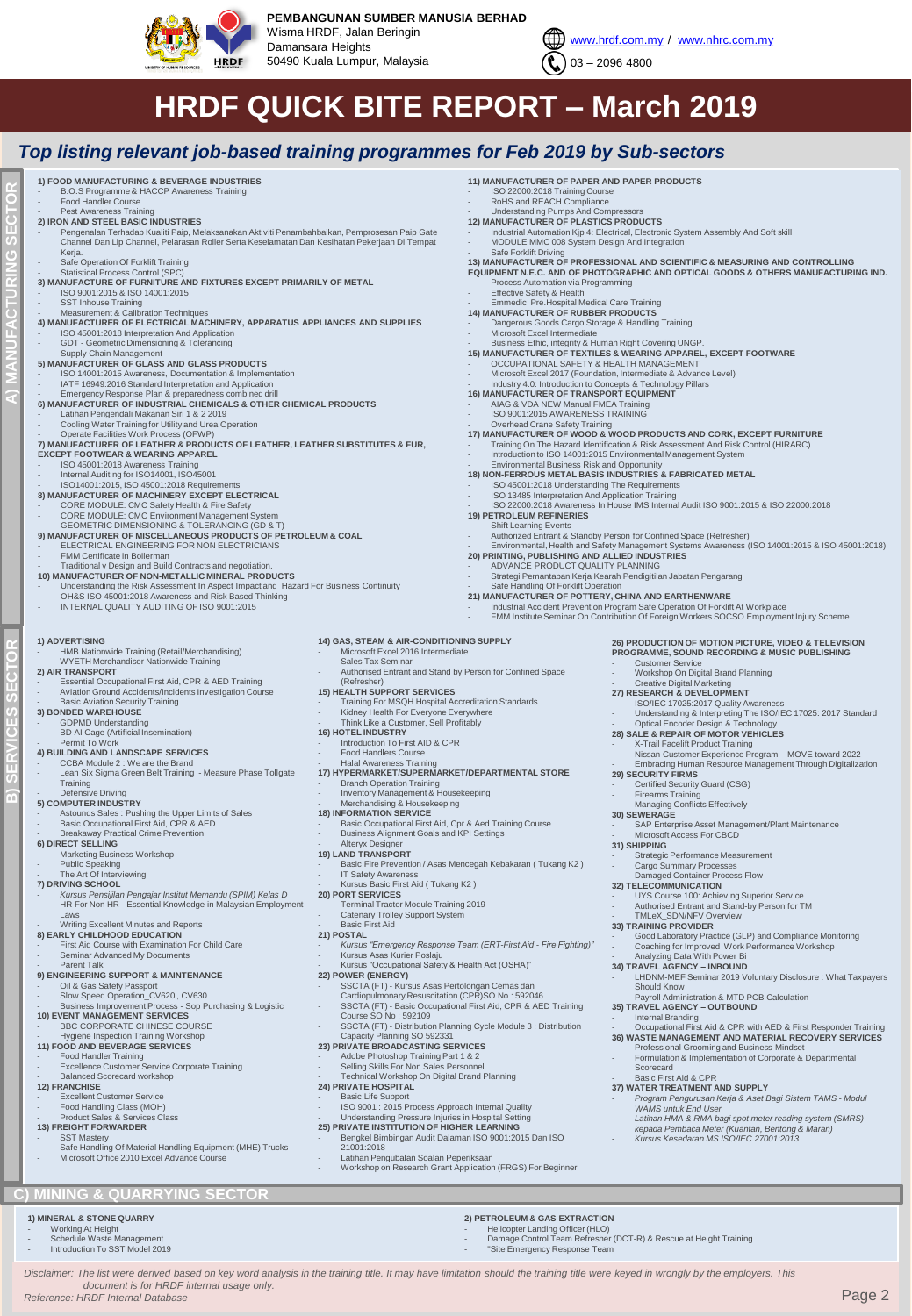**PEMBANGUNAN SUMBER MANUSIA BERHAD**
Wisma HRDF, Jalan Beringin
Damansara Heights
50490 Kuala Lumpur, Malaysia

www.hrdf.com.my / www.nhrc.com.my
03 – 2096 4800

# HRDF QUICK BITE REPORT – March 2019

## Top listing relevant job-based training programmes for Feb 2019 by Sub-sectors

## A) MANUFACTURING SECTOR

**1) FOOD MANUFACTURING & BEVERAGE INDUSTRIES**
- B.O.S Programme & HACCP Awareness Training
- Food Handler Course
- Pest Awareness Training

**2) IRON AND STEEL BASIC INDUSTRIES**
- Pengenalan Terhadap Kualiti Paip, Melaksanakan Aktiviti Penambahbaikan, Pemprosesan Paip Gate Channel Dan Lip Channel, Pelarasan Roller Serta Keselamatan Dan Kesihatan Pekerjaan Di Tempat Kerja.
- Safe Operation Of Forklift Training
- Statistical Process Control (SPC)

**3) MANUFACTURE OF FURNITURE AND FIXTURES EXCEPT PRIMARILY OF METAL**
- ISO 9001:2015 & ISO 14001:2015
- SST Inhouse Training
- Measurement & Calibration Techniques

**4) MANUFACTURER OF ELECTRICAL MACHINERY, APPARATUS APPLIANCES AND SUPPLIES**
- ISO 45001:2018 Interpretation And Application
- GDT - Geometric Dimensioning & Tolerancing
- Supply Chain Management

**5) MANUFACTURER OF GLASS AND GLASS PRODUCTS**
- ISO 14001:2015 Awareness, Documentation & Implementation
- IATF 16949:2016 Standard Interpretation and Application
- Emergency Response Plan & preparedness combined drill

**6) MANUFACTURER OF INDUSTRIAL CHEMICALS & OTHER CHEMICAL PRODUCTS**
- Latihan Pengendali Makanan Siri 1 & 2 2019
- Cooling Water Training for Utility and Urea Operation
- Operate Facilities Work Process (OFWP)

**7) MANUFACTURER OF LEATHER & PRODUCTS OF LEATHER, LEATHER SUBSTITUTES & FUR, EXCEPT FOOTWEAR & WEARING APPAREL**
- ISO 45001:2018 Awareness Training
- Internal Auditing for ISO14001, ISO45001
- ISO14001:2015, ISO 45001:2018 Requirements

**8) MANUFACTURER OF MACHINERY EXCEPT ELECTRICAL**
- CORE MODULE: CMC Safety Health & Fire Safety
- CORE MODULE: CMC Environment Management System
- GEOMETRIC DIMENSIONING & TOLERANCING (GD & T)

**9) MANUFACTURER OF MISCELLANEOUS PRODUCTS OF PETROLEUM & COAL**
- ELECTRICAL ENGINEERING FOR NON ELECTRICIANS
- FMM Certificate in Boilerman
- Traditional v Design and Build Contracts and negotiation.

**10) MANUFACTURER OF NON-METALLIC MINERAL PRODUCTS**
- Understanding the Risk Assessment In Aspect Impact and Hazard For Business Continuity
- OH&S ISO 45001:2018 Awareness and Risk Based Thinking
- INTERNAL QUALITY AUDITING OF ISO 9001:2015

**11) MANUFACTURER OF PAPER AND PAPER PRODUCTS**
- ISO 22000:2018 Training Course
- RoHS and REACH Compliance
- Understanding Pumps And Compressors

**12) MANUFACTURER OF PLASTICS PRODUCTS**
- Industrial Automation Kjp 4: Electrical, Electronic System Assembly And Soft skill
- MODULE MMC 008 System Design And Integration
- Safe Forklift Driving

**13) MANUFACTURER OF PROFESSIONAL AND SCIENTIFIC & MEASURING AND CONTROLLING EQUIPMENT N.E.C. AND OF PHOTOGRAPHIC AND OPTICAL GOODS & OTHERS MANUFACTURING IND.**
- Process Automation via Programming
- Effective Safety & Health
- Emmedic Pre.Hospital Medical Care Training

**14) MANUFACTURER OF RUBBER PRODUCTS**
- Dangerous Goods Cargo Storage & Handling Training
- Microsoft Excel Intermediate
- Business Ethic, integrity & Human Right Covering UNGP.

**15) MANUFACTURER OF TEXTILES & WEARING APPAREL, EXCEPT FOOTWARE**
- OCCUPATIONAL SAFETY & HEALTH MANAGEMENT
- Microsoft Excel 2017 (Foundation, Intermediate & Advance Level)
- Industry 4.0: Introduction to Concepts & Technology Pillars

**16) MANUFACTURER OF TRANSPORT EQUIPMENT**
- AIAG & VDA NEW Manual FMEA Training
- ISO 9001:2015 AWARENESS TRAINING
- Overhead Crane Safety Training

**17) MANUFACTURER OF WOOD & WOOD PRODUCTS AND CORK, EXCEPT FURNITURE**
- Training On The Hazard Identification & Risk Assessment And Risk Control (HIRARC)
- Introduction to ISO 14001:2015 Environmental Management System
- Environmental Business Risk and Opportunity

**18) NON-FERROUS METAL BASIS INDUSTRIES & FABRICATED METAL**
- ISO 45001:2018 Understanding The Requirements
- ISO 13485 Interpretation And Application Training
- ISO 22000:2018 Awareness In House IMS Internal Audit ISO 9001:2015 & ISO 22000:2018

**19) PETROLEUM REFINERIES**
- Shift Learning Events
- Authorized Entrant & Standby Person for Confined Space (Refresher)
- Environmental, Health and Safety Management Systems Awareness (ISO 14001:2015 & ISO 45001:2018)

**20) PRINTING, PUBLISHING AND ALLIED INDUSTRIES**
- ADVANCE PRODUCT QUALITY PLANNING
- Strategi Pemantapan Kerja Kearah Pendigitilan Jabatan Pengarang
- Safe Handling Of Forklift Operation

**21) MANUFACTURER OF POTTERY, CHINA AND EARTHENWARE**
- Industrial Accident Prevention Program Safe Operation Of Forklift At Workplace
- FMM Institute Seminar On Contribution Of Foreign Workers SOCSO Employment Injury Scheme

## B) SERVICES SECTOR

**1) ADVERTISING**
- HMB Nationwide Training (Retail/Merchandising)
- WYETH Merchandiser Nationwide Training

**2) AIR TRANSPORT**
- Essential Occupational First Aid, CPR & AED Training
- Aviation Ground Accidents/Incidents Investigation Course
- Basic Aviation Security Training

**3) BONDED WAREHOUSE**
- GDPMD Understanding
- BD AI Cage (Artificial Insemination)
- Permit To Work

**4) BUILDING AND LANDSCAPE SERVICES**
- CCBA Module 2 : We are the Brand
- Lean Six Sigma Green Belt Training - Measure Phase Tollgate Training
- Defensive Driving

**5) COMPUTER INDUSTRY**
- Astounds Sales : Pushing the Upper Limits of Sales
- Basic Occupational First Aid, CPR & AED
- Breakaway Practical Crime Prevention

**6) DIRECT SELLING**
- Marketing Business Workshop
- Public Speaking
- The Art Of Interviewing

**7) DRIVING SCHOOL**
- *Kursus Pensijilan Pengajar Institut Memandu (SPIM) Kelas D*
- HR For Non HR - Essential Knowledge in Malaysian Employment Laws
- Writing Excellent Minutes and Reports

**8) EARLY CHILDHOOD EDUCATION**
- First Aid Course with Examination For Child Care
- Seminar Advanced My Documents
- Parent Talk

**9) ENGINEERING SUPPORT & MAINTENANCE**
- Oil & Gas Safety Passport
- Slow Speed Operation_CV620 , CV630
- Business Improvement Process - Sop Purchasing & Logistic

**10) EVENT MANAGEMENT SERVICES**
- BBC CORPORATE CHINESE COURSE
- Hygiene Inspection Training Workshop

**11) FOOD AND BEVERAGE SERVICES**
- Food Handler Training
- Excellence Customer Service Corporate Training
- Balanced Scorecard workshop

**12) FRANCHISE**
- Excellent Customer Service
- Food Handling Class (MOH)
- Product Sales & Services Class

**13) FREIGHT FORWARDER**
- SST Mastery
- Safe Handling Of Material Handling Equipment (MHE) Trucks
- Microsoft Office 2010 Excel Advance Course

**14) GAS, STEAM & AIR-CONDITIONING SUPPLY**
- Microsoft Excel 2016 Intermediate
- Sales Tax Seminar
- Authorised Entrant and Stand by Person for Confined Space (Refresher)

**15) HEALTH SUPPORT SERVICES**
- Training For MSQH Hospital Accreditation Standards
- Kidney Health For Everyone Everywhere
- Think Like a Customer, Sell Profitably

**16) HOTEL INDUSTRY**
- Introduction To First AID & CPR
- Food Handlers Course
- Halal Awareness Training

**17) HYPERMARKET/SUPERMARKET/DEPARTMENTAL STORE**
- Branch Operation Training
- Inventory Management & Housekeeping
- Merchandising & Housekeeping

**18) INFORMATION SERVICE**
- Basic Occupational First Aid, Cpr & Aed Training Course
- Business Alignment Goals and KPI Settings
- Alteryx Designer

**19) LAND TRANSPORT**
- Basic Fire Prevention / Asas Mencegah Kebakaran ( Tukang K2 )
- IT Safety Awareness
- Kursus Basic First Aid ( Tukang K2 )

**20) PORT SERVICES**
- Terminal Tractor Module Training 2019
- Catenary Trolley Support System
- Basic First Aid

**21) POSTAL**
- *Kursus "Emergency Response Team (ERT-First Aid - Fire Fighting)"*
- Kursus Asas Kurier Poslaju
- Kursus "Occupational Safety & Health Act (OSHA)"

**22) POWER (ENERGY)**
- SSCTA (FT) - Kursus Asas Pertolongan Cemas dan Cardiopulmonary Resuscitation (CPR)SO No : 592046
- SSCTA (FT) - Basic Occupational First Aid, CPR & AED Training Course SO No : 592109
- SSCTA (FT) - Distribution Planning Cycle Module 3 : Distribution Capacity Planning SO 592331

**23) PRIVATE BROADCASTING SERVICES**
- Adobe Photoshop Training Part 1 & 2
- Selling Skills For Non Sales Personnel
- Technical Workshop On Digital Brand Planning

**24) PRIVATE HOSPITAL**
- Basic Life Support
- ISO 9001 : 2015 Process Approach Internal Quality
- Understanding Pressure Injuries in Hospital Setting

**25) PRIVATE INSTITUTION OF HIGHER LEARNING**
- Bengkel Bimbingan Audit Dalaman ISO 9001:2015 Dan ISO 21001:2018
- Latihan Pengubalan Soalan Peperiksaan
- Workshop on Research Grant Application (FRGS) For Beginner

**26) PRODUCTION OF MOTION PICTURE, VIDEO & TELEVISION PROGRAMME, SOUND RECORDING & MUSIC PUBLISHING**
- Customer Service
- Workshop On Digital Brand Planning
- Creative Digital Marketing

**27) RESEARCH & DEVELOPMENT**
- ISO/IEC 17025:2017 Quality Awareness
- Understanding & Interpreting The ISO/IEC 17025: 2017 Standard
- Optical Encoder Design & Technology

**28) SALE & REPAIR OF MOTOR VEHICLES**
- X-Trail Facelift Product Training
- Nissan Customer Experience Program - MOVE toward 2022
- Embracing Human Resource Management Through Digitalization

**29) SECURITY FIRMS**
- Certified Security Guard (CSG)
- Firearms Training
- Managing Conflicts Effectively

**30) SEWERAGE**
- SAP Enterprise Asset Management/Plant Maintenance
- Microsoft Access For CBCD

**31) SHIPPING**
- Strategic Performance Measurement
- Cargo Summary Processes
- Damaged Container Process Flow

**32) TELECOMMUNICATION**
- UYS Course 100: Achieving Superior Service
- Authorised Entrant and Stand-by Person for TM
- TMLeX_SDN/NFV Overview

**33) TRAINING PROVIDER**
- Good Laboratory Practice (GLP) and Compliance Monitoring
- Coaching for Improved Work Performance Workshop
- Analyzing Data With Power Bi

**34) TRAVEL AGENCY – INBOUND**
- LHDNM-MEF Seminar 2019 Voluntary Disclosure : What Taxpayers Should Know
- Payroll Administration & MTD PCB Calculation

**35) TRAVEL AGENCY – OUTBOUND**
- Internal Branding
- Occupational First Aid & CPR with AED & First Responder Training

**36) WASTE MANAGEMENT AND MATERIAL RECOVERY SERVICES**
- Professional Grooming and Business Mindset
- Formulation & Implementation of Corporate & Departmental Scorecard
- Basic First Aid & CPR

**37) WATER TREATMENT AND SUPPLY**
- *Program Pengurusan Kerja & Aset Bagi Sistem TAMS - Modul WAMS untuk End User*
- *Latihan HMA & RMA bagi spot meter reading system (SMRS) kepada Pembaca Meter (Kuantan, Bentong & Maran)*
- *Kursus Kesedaran MS ISO/IEC 27001:2013*

## C) MINING & QUARRYING SECTOR

**1) MINERAL & STONE QUARRY**
- Working At Height
- Schedule Waste Management
- Introduction To SST Model 2019

**2) PETROLEUM & GAS EXTRACTION**
- Helicopter Landing Officer (HLO)
- Damage Control Team Refresher (DCT-R) & Rescue at Height Training
- "Site Emergency Response Team

*Disclaimer: The list were derived based on key word analysis in the training title. It may have limitation should the training title were keyed in wrongly by the employers. This document is for HRDF internal usage only.*

*Reference: HRDF Internal Database*